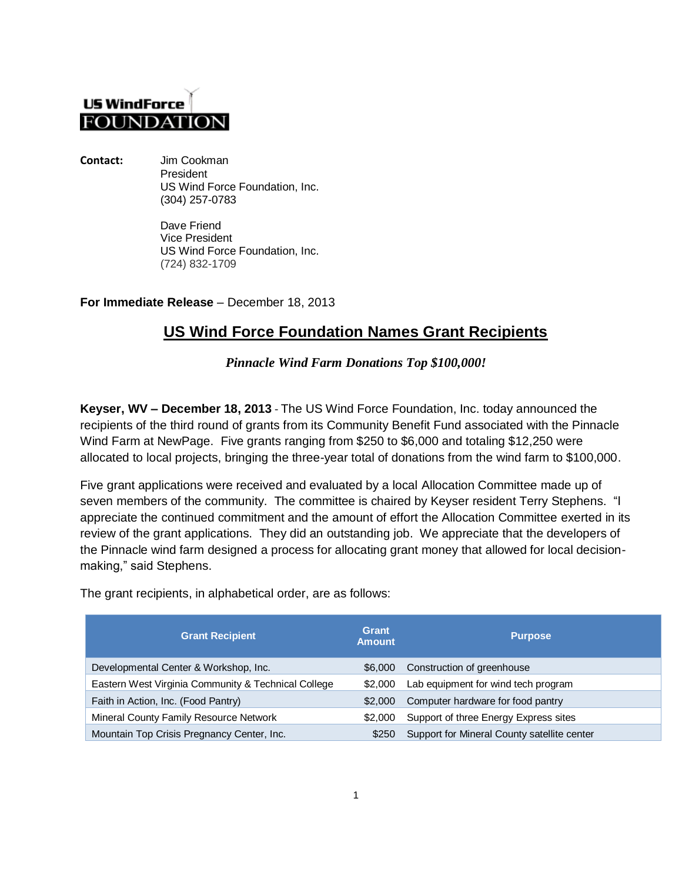US WindForce FOUNDATION

**Contact:** Jim Cookman
President
US Wind Force Foundation, Inc.
(304) 257-0783

Dave Friend
Vice President
US Wind Force Foundation, Inc.
(724) 832-1709

**For Immediate Release** – December 18, 2013

# US Wind Force Foundation Names Grant Recipients

***Pinnacle Wind Farm Donations Top $100,000!***

**Keyser, WV – December 18, 2013** - The US Wind Force Foundation, Inc. today announced the recipients of the third round of grants from its Community Benefit Fund associated with the Pinnacle Wind Farm at NewPage. Five grants ranging from $250 to $6,000 and totaling $12,250 were allocated to local projects, bringing the three-year total of donations from the wind farm to $100,000.

Five grant applications were received and evaluated by a local Allocation Committee made up of seven members of the community. The committee is chaired by Keyser resident Terry Stephens. "I appreciate the continued commitment and the amount of effort the Allocation Committee exerted in its review of the grant applications. They did an outstanding job. We appreciate that the developers of the Pinnacle wind farm designed a process for allocating grant money that allowed for local decision-making," said Stephens.

The grant recipients, in alphabetical order, are as follows:

| Grant Recipient | Grant Amount | Purpose |
|---|---|---|
| Developmental Center & Workshop, Inc. | $6,000 | Construction of greenhouse |
| Eastern West Virginia Community & Technical College | $2,000 | Lab equipment for wind tech program |
| Faith in Action, Inc. (Food Pantry) | $2,000 | Computer hardware for food pantry |
| Mineral County Family Resource Network | $2,000 | Support of three Energy Express sites |
| Mountain Top Crisis Pregnancy Center, Inc. | $250 | Support for Mineral County satellite center |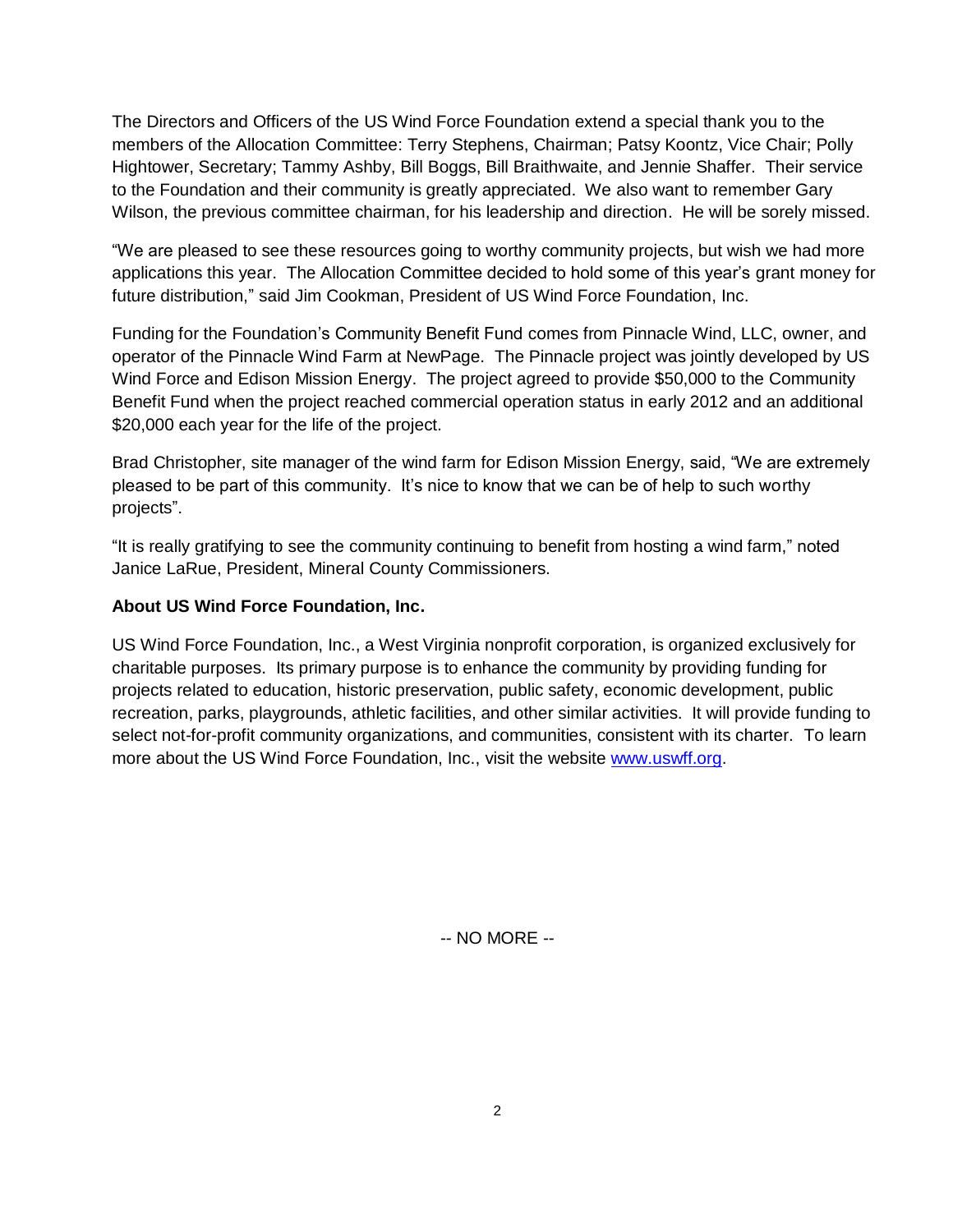The Directors and Officers of the US Wind Force Foundation extend a special thank you to the members of the Allocation Committee: Terry Stephens, Chairman; Patsy Koontz, Vice Chair; Polly Hightower, Secretary; Tammy Ashby, Bill Boggs, Bill Braithwaite, and Jennie Shaffer. Their service to the Foundation and their community is greatly appreciated. We also want to remember Gary Wilson, the previous committee chairman, for his leadership and direction. He will be sorely missed.

"We are pleased to see these resources going to worthy community projects, but wish we had more applications this year. The Allocation Committee decided to hold some of this year's grant money for future distribution," said Jim Cookman, President of US Wind Force Foundation, Inc.

Funding for the Foundation's Community Benefit Fund comes from Pinnacle Wind, LLC, owner, and operator of the Pinnacle Wind Farm at NewPage. The Pinnacle project was jointly developed by US Wind Force and Edison Mission Energy. The project agreed to provide $50,000 to the Community Benefit Fund when the project reached commercial operation status in early 2012 and an additional $20,000 each year for the life of the project.

Brad Christopher, site manager of the wind farm for Edison Mission Energy, said, "We are extremely pleased to be part of this community. It's nice to know that we can be of help to such worthy projects".

"It is really gratifying to see the community continuing to benefit from hosting a wind farm," noted Janice LaRue, President, Mineral County Commissioners.

**About US Wind Force Foundation, Inc.**

US Wind Force Foundation, Inc., a West Virginia nonprofit corporation, is organized exclusively for charitable purposes. Its primary purpose is to enhance the community by providing funding for projects related to education, historic preservation, public safety, economic development, public recreation, parks, playgrounds, athletic facilities, and other similar activities. It will provide funding to select not-for-profit community organizations, and communities, consistent with its charter. To learn more about the US Wind Force Foundation, Inc., visit the website [www.uswff.org](http://www.uswff.org).

-- NO MORE --